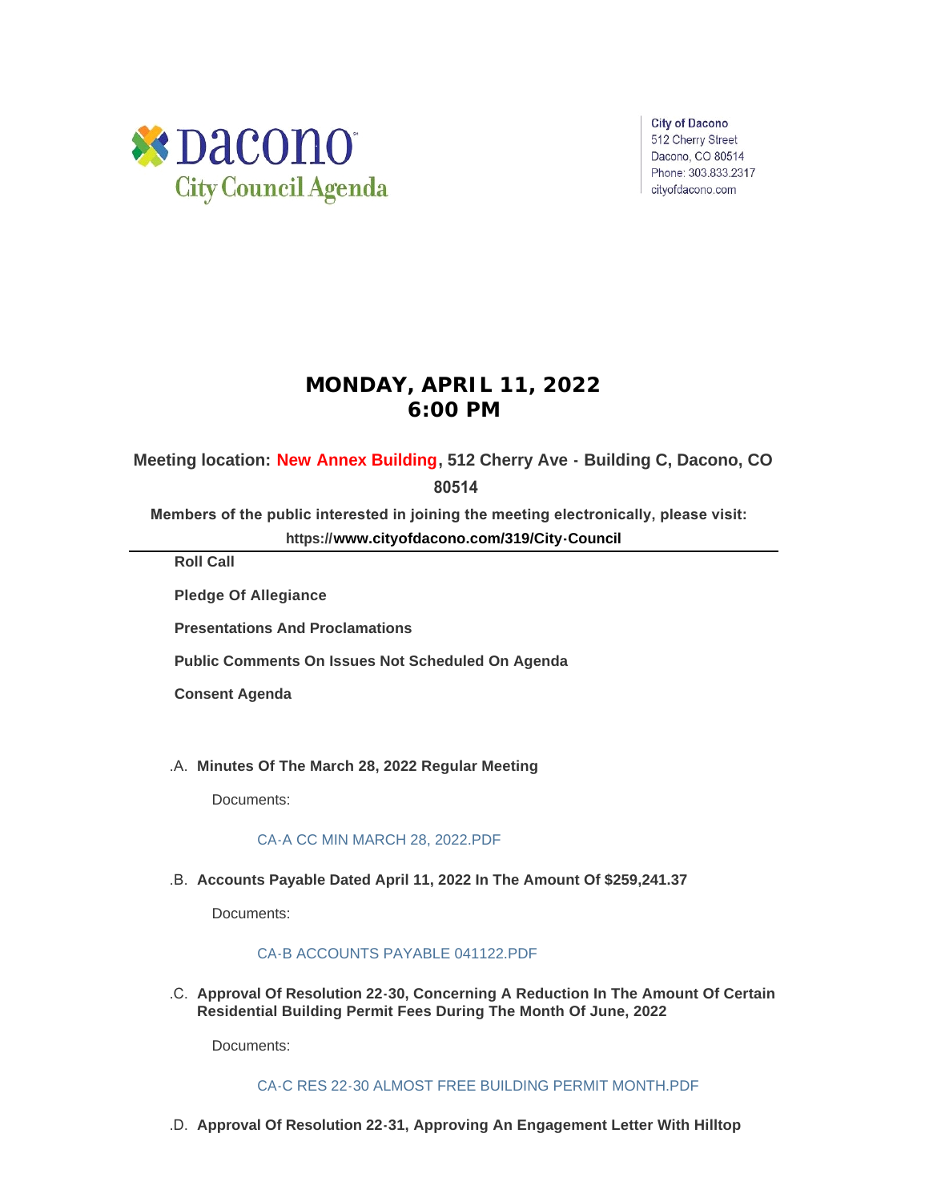Dacono City Council Agenda

City of Dacono
512 Cherry Street
Dacono, CO 80514
Phone: 303.833.2317
cityofdacono.com

# MONDAY, APRIL 11, 2022
# 6:00 PM

**Meeting location: New Annex Building, 512 Cherry Ave - Building C, Dacono, CO 80514**

**Members of the public interested in joining the meeting electronically, please visit: https://www.cityofdacono.com/319/City-Council**

---

**Roll Call**

**Pledge Of Allegiance**

**Presentations And Proclamations**

**Public Comments On Issues Not Scheduled On Agenda**

**Consent Agenda**

.A. **Minutes Of The March 28, 2022 Regular Meeting**

Documents:

CA-A CC MIN MARCH 28, 2022.PDF

.B. **Accounts Payable Dated April 11, 2022 In The Amount Of $259,241.37**

Documents:

CA-B ACCOUNTS PAYABLE 041122.PDF

.C. **Approval Of Resolution 22-30, Concerning A Reduction In The Amount Of Certain Residential Building Permit Fees During The Month Of June, 2022**

Documents:

CA-C RES 22-30 ALMOST FREE BUILDING PERMIT MONTH.PDF

.D. **Approval Of Resolution 22-31, Approving An Engagement Letter With Hilltop**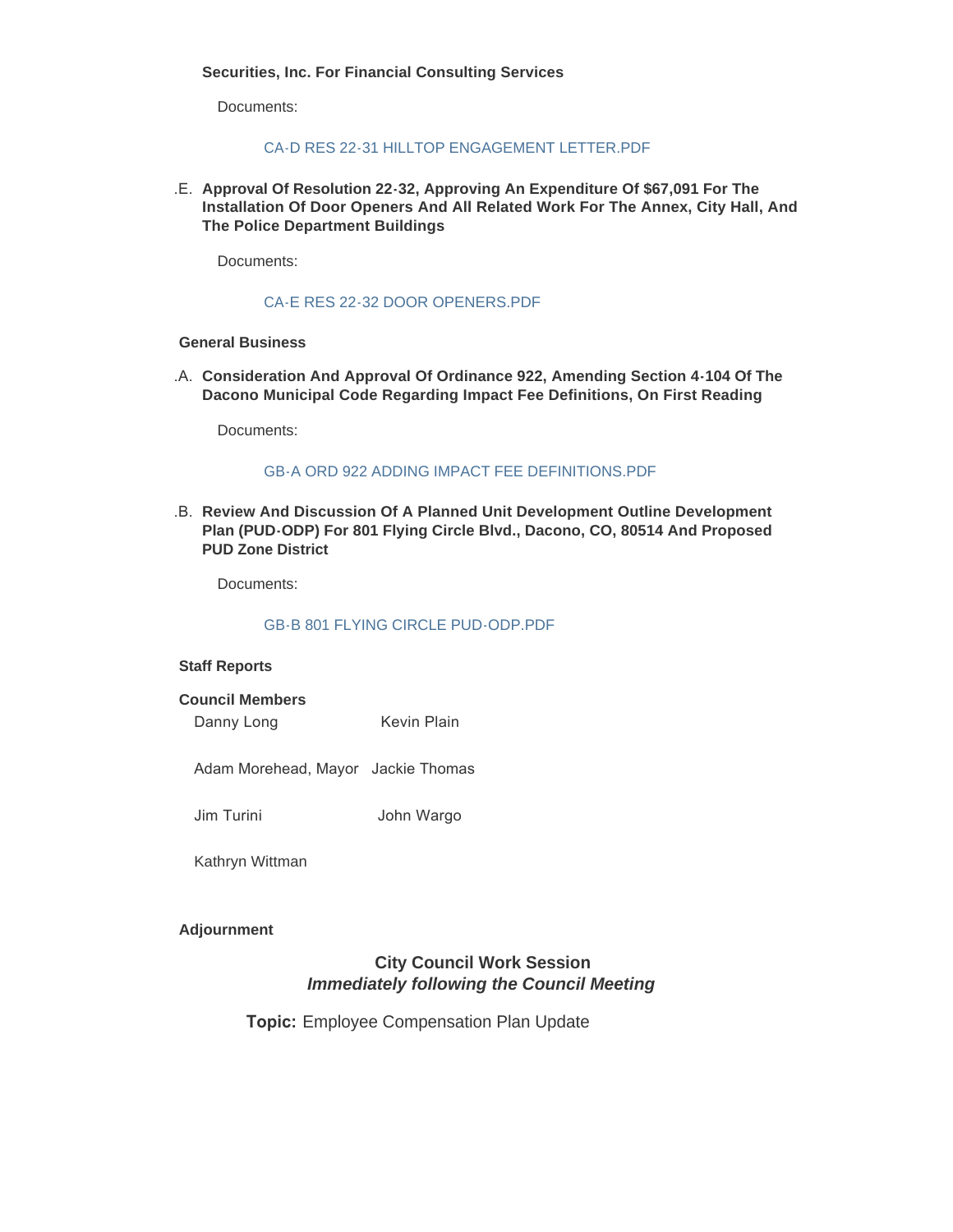**Securities, Inc. For Financial Consulting Services**

Documents:

CA-D RES 22-31 HILLTOP ENGAGEMENT LETTER.PDF

.E. **Approval Of Resolution 22-32, Approving An Expenditure Of $67,091 For The Installation Of Door Openers And All Related Work For The Annex, City Hall, And The Police Department Buildings**

Documents:

CA-E RES 22-32 DOOR OPENERS.PDF

**General Business**

.A. **Consideration And Approval Of Ordinance 922, Amending Section 4-104 Of The Dacono Municipal Code Regarding Impact Fee Definitions, On First Reading**

Documents:

GB-A ORD 922 ADDING IMPACT FEE DEFINITIONS.PDF

.B. **Review And Discussion Of A Planned Unit Development Outline Development Plan (PUD-ODP) For 801 Flying Circle Blvd., Dacono, CO, 80514 And Proposed PUD Zone District**

Documents:

GB-B 801 FLYING CIRCLE PUD-ODP.PDF

**Staff Reports**

**Council Members**

| | |
|---|---|
| Danny Long | Kevin Plain |
| Adam Morehead, Mayor | Jackie Thomas |
| Jim Turini | John Wargo |
| Kathryn Wittman | |

**Adjournment**

**City Council Work Session**
***Immediately following the Council Meeting***

**Topic:** Employee Compensation Plan Update